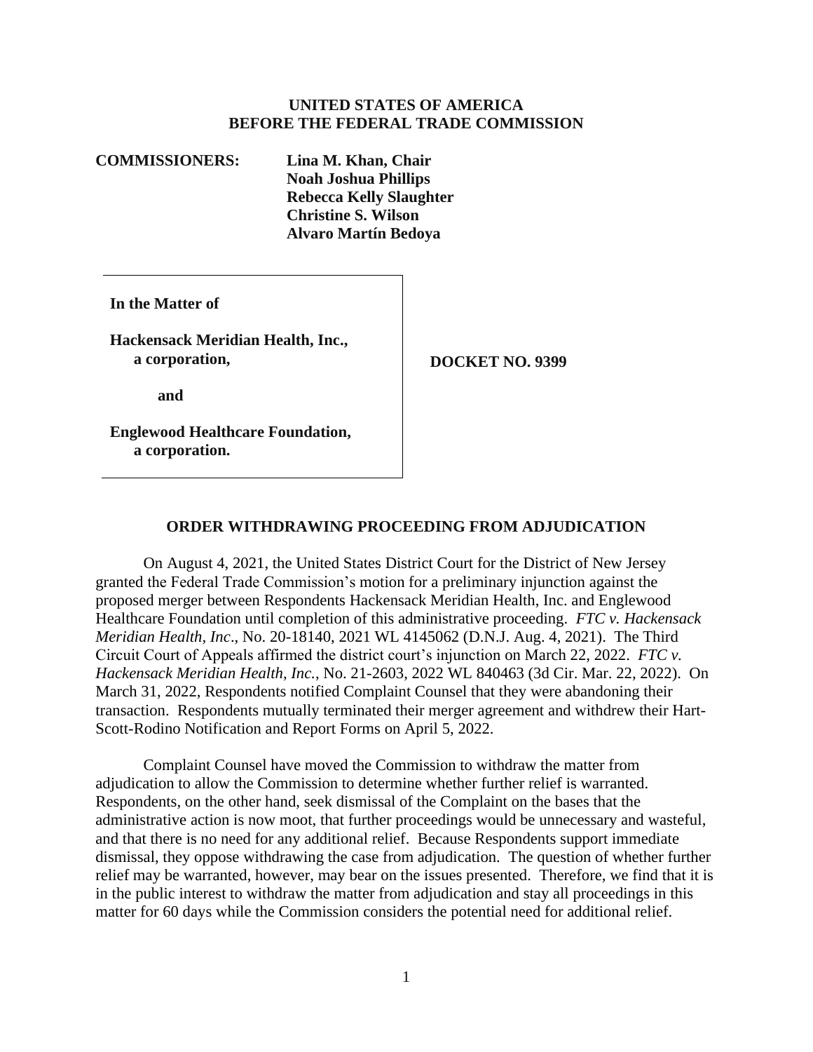**UNITED STATES OF AMERICA**
**BEFORE THE FEDERAL TRADE COMMISSION**

**COMMISSIONERS:** **Lina M. Khan, Chair**
**Noah Joshua Phillips**
**Rebecca Kelly Slaughter**
**Christine S. Wilson**
**Alvaro Martín Bedoya**

**In the Matter of**

**Hackensack Meridian Health, Inc., a corporation,**

**and**

**Englewood Healthcare Foundation, a corporation.**

**DOCKET NO. 9399**

## ORDER WITHDRAWING PROCEEDING FROM ADJUDICATION

On August 4, 2021, the United States District Court for the District of New Jersey granted the Federal Trade Commission's motion for a preliminary injunction against the proposed merger between Respondents Hackensack Meridian Health, Inc. and Englewood Healthcare Foundation until completion of this administrative proceeding. *FTC v. Hackensack Meridian Health, Inc*., No. 20-18140, 2021 WL 4145062 (D.N.J. Aug. 4, 2021). The Third Circuit Court of Appeals affirmed the district court's injunction on March 22, 2022. *FTC v. Hackensack Meridian Health, Inc.*, No. 21-2603, 2022 WL 840463 (3d Cir. Mar. 22, 2022). On March 31, 2022, Respondents notified Complaint Counsel that they were abandoning their transaction. Respondents mutually terminated their merger agreement and withdrew their Hart-Scott-Rodino Notification and Report Forms on April 5, 2022.

Complaint Counsel have moved the Commission to withdraw the matter from adjudication to allow the Commission to determine whether further relief is warranted. Respondents, on the other hand, seek dismissal of the Complaint on the bases that the administrative action is now moot, that further proceedings would be unnecessary and wasteful, and that there is no need for any additional relief. Because Respondents support immediate dismissal, they oppose withdrawing the case from adjudication. The question of whether further relief may be warranted, however, may bear on the issues presented. Therefore, we find that it is in the public interest to withdraw the matter from adjudication and stay all proceedings in this matter for 60 days while the Commission considers the potential need for additional relief.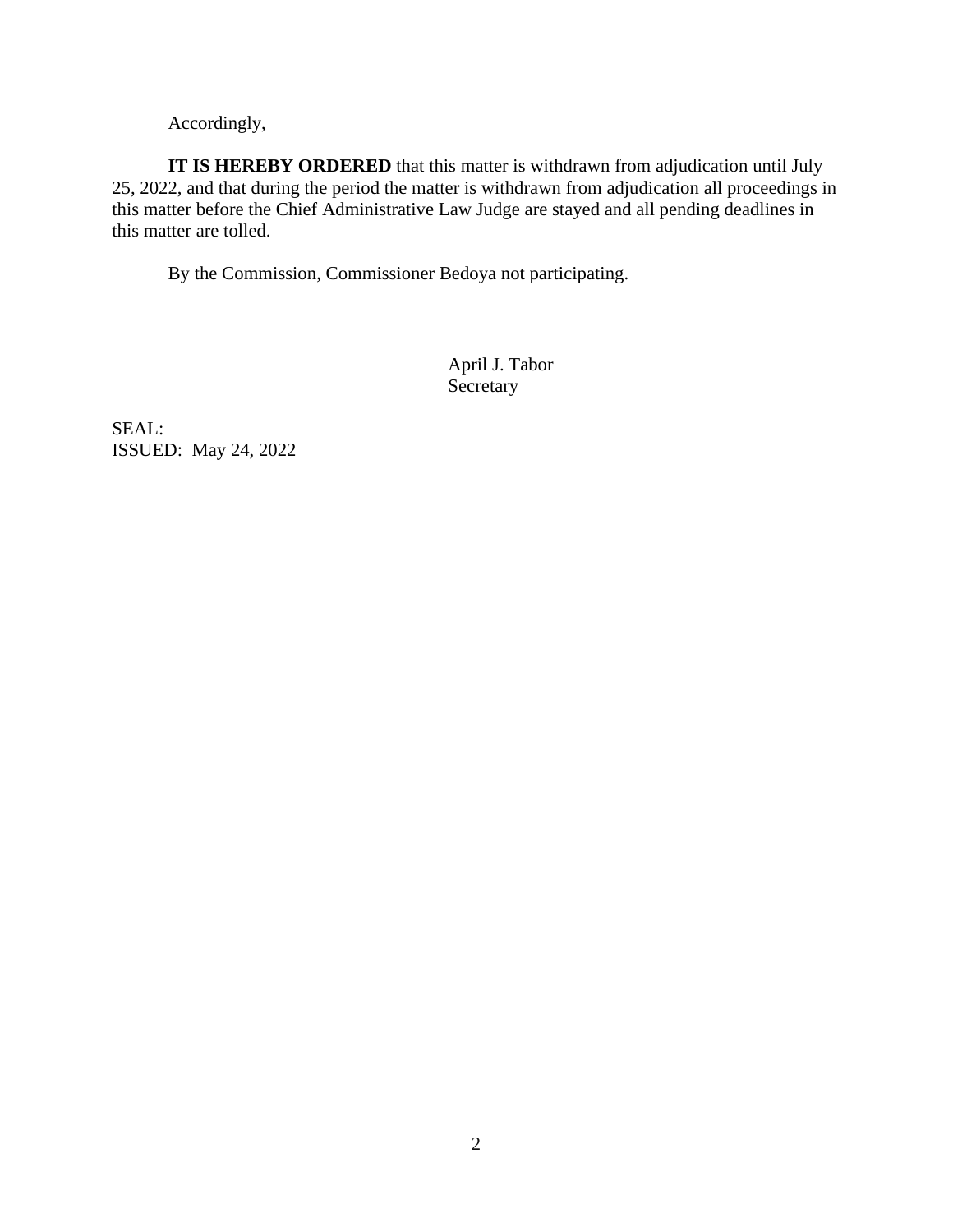Accordingly,

**IT IS HEREBY ORDERED** that this matter is withdrawn from adjudication until July 25, 2022, and that during the period the matter is withdrawn from adjudication all proceedings in this matter before the Chief Administrative Law Judge are stayed and all pending deadlines in this matter are tolled.

By the Commission, Commissioner Bedoya not participating.

April J. Tabor
Secretary

SEAL:
ISSUED: May 24, 2022